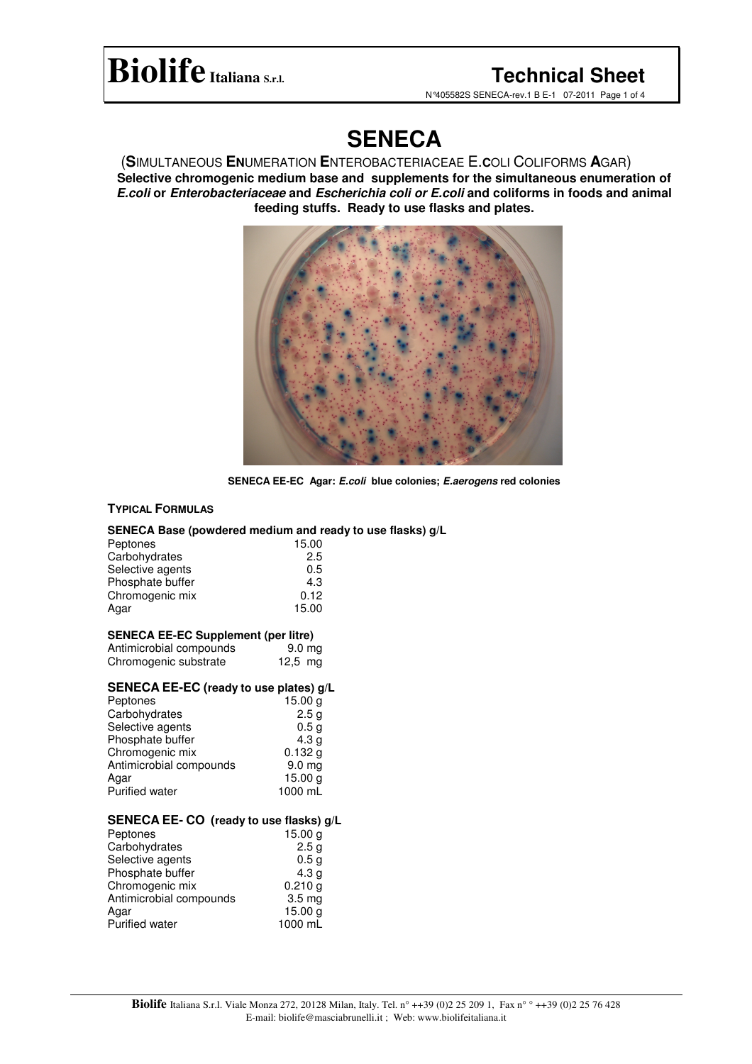# SENECA

(**S**IMULTANEOUS **EN**UMERATION **E**NTEROBACTERIACEAE E.**C**OLI COLIFORMS **A**GAR)

**Selective chromogenic medium base and supplements for the simultaneous enumeration of *E.coli* or *Enterobacteriaceae* and *Escherichia coli or E.coli* and coliforms in foods and animal feeding stuffs. Ready to use flasks and plates.**

**SENECA EE-EC Agar: *E.coli* blue colonies; *E.aerogens* red colonies**

### TYPICAL FORMULAS

**SENECA Base (powdered medium and ready to use flasks) g/L**

| | |
|---|---|
| Peptones | 15.00 |
| Carbohydrates | 2.5 |
| Selective agents | 0.5 |
| Phosphate buffer | 4.3 |
| Chromogenic mix | 0.12 |
| Agar | 15.00 |

**SENECA EE-EC Supplement (per litre)**

| | |
|---|---|
| Antimicrobial compounds | 9.0 mg |
| Chromogenic substrate | 12,5 mg |

**SENECA EE-EC (ready to use plates) g/L**

| | |
|---|---|
| Peptones | 15.00 g |
| Carbohydrates | 2.5 g |
| Selective agents | 0.5 g |
| Phosphate buffer | 4.3 g |
| Chromogenic mix | 0.132 g |
| Antimicrobial compounds | 9.0 mg |
| Agar | 15.00 g |
| Purified water | 1000 mL |

**SENECA EE- CO (ready to use flasks) g/L**

| | |
|---|---|
| Peptones | 15.00 g |
| Carbohydrates | 2.5 g |
| Selective agents | 0.5 g |
| Phosphate buffer | 4.3 g |
| Chromogenic mix | 0.210 g |
| Antimicrobial compounds | 3.5 mg |
| Agar | 15.00 g |
| Purified water | 1000 mL |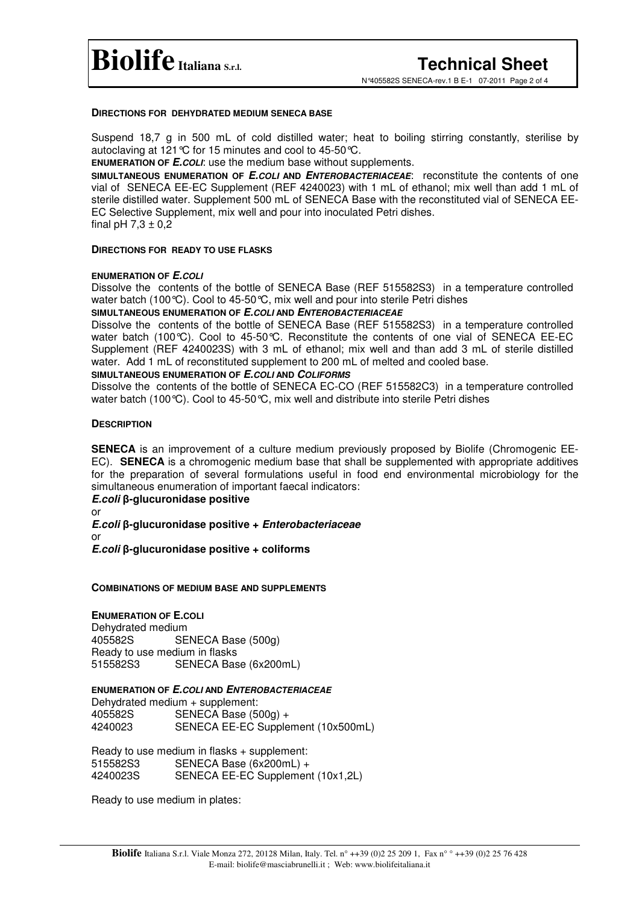**DIRECTIONS FOR DEHYDRATED MEDIUM SENECA BASE**

Suspend 18,7 g in 500 mL of cold distilled water; heat to boiling stirring constantly, sterilise by autoclaving at 121°C for 15 minutes and cool to 45-50°C.

**ENUMERATION OF *E.COLI***: use the medium base without supplements.

**SIMULTANEOUS ENUMERATION OF *E.COLI* AND *ENTEROBACTERIACEAE***: reconstitute the contents of one vial of SENECA EE-EC Supplement (REF 4240023) with 1 mL of ethanol; mix well than add 1 mL of sterile distilled water. Supplement 500 mL of SENECA Base with the reconstituted vial of SENECA EE-EC Selective Supplement, mix well and pour into inoculated Petri dishes.

final pH 7,3 ± 0,2

**DIRECTIONS FOR READY TO USE FLASKS**

**ENUMERATION OF *E.COLI***

Dissolve the contents of the bottle of SENECA Base (REF 515582S3) in a temperature controlled water batch (100°C). Cool to 45-50°C, mix well and pour into sterile Petri dishes

**SIMULTANEOUS ENUMERATION OF *E.COLI* AND *ENTEROBACTERIACEAE***

Dissolve the contents of the bottle of SENECA Base (REF 515582S3) in a temperature controlled water batch (100°C). Cool to 45-50°C. Reconstitute the contents of one vial of SENECA EE-EC Supplement (REF 4240023S) with 3 mL of ethanol; mix well and than add 3 mL of sterile distilled water. Add 1 mL of reconstituted supplement to 200 mL of melted and cooled base.

**SIMULTANEOUS ENUMERATION OF *E.COLI* AND *COLIFORMS***

Dissolve the contents of the bottle of SENECA EC-CO (REF 515582C3) in a temperature controlled water batch (100°C). Cool to 45-50°C, mix well and distribute into sterile Petri dishes

**DESCRIPTION**

**SENECA** is an improvement of a culture medium previously proposed by Biolife (Chromogenic EE-EC). **SENECA** is a chromogenic medium base that shall be supplemented with appropriate additives for the preparation of several formulations useful in food end environmental microbiology for the simultaneous enumeration of important faecal indicators:

***E.coli* β-glucuronidase positive**

or

***E.coli* β-glucuronidase positive + *Enterobacteriaceae***

or

***E.coli* β-glucuronidase positive + coliforms**

**COMBINATIONS OF MEDIUM BASE AND SUPPLEMENTS**

**ENUMERATION OF E.COLI**

Dehydrated medium

405582S SENECA Base (500g)

Ready to use medium in flasks

515582S3 SENECA Base (6x200mL)

**ENUMERATION OF *E.COLI* AND *ENTEROBACTERIACEAE***

Dehydrated medium + supplement:

405582S SENECA Base (500g) +

4240023 SENECA EE-EC Supplement (10x500mL)

Ready to use medium in flasks + supplement:

515582S3 SENECA Base (6x200mL) +

4240023S SENECA EE-EC Supplement (10x1,2L)

Ready to use medium in plates: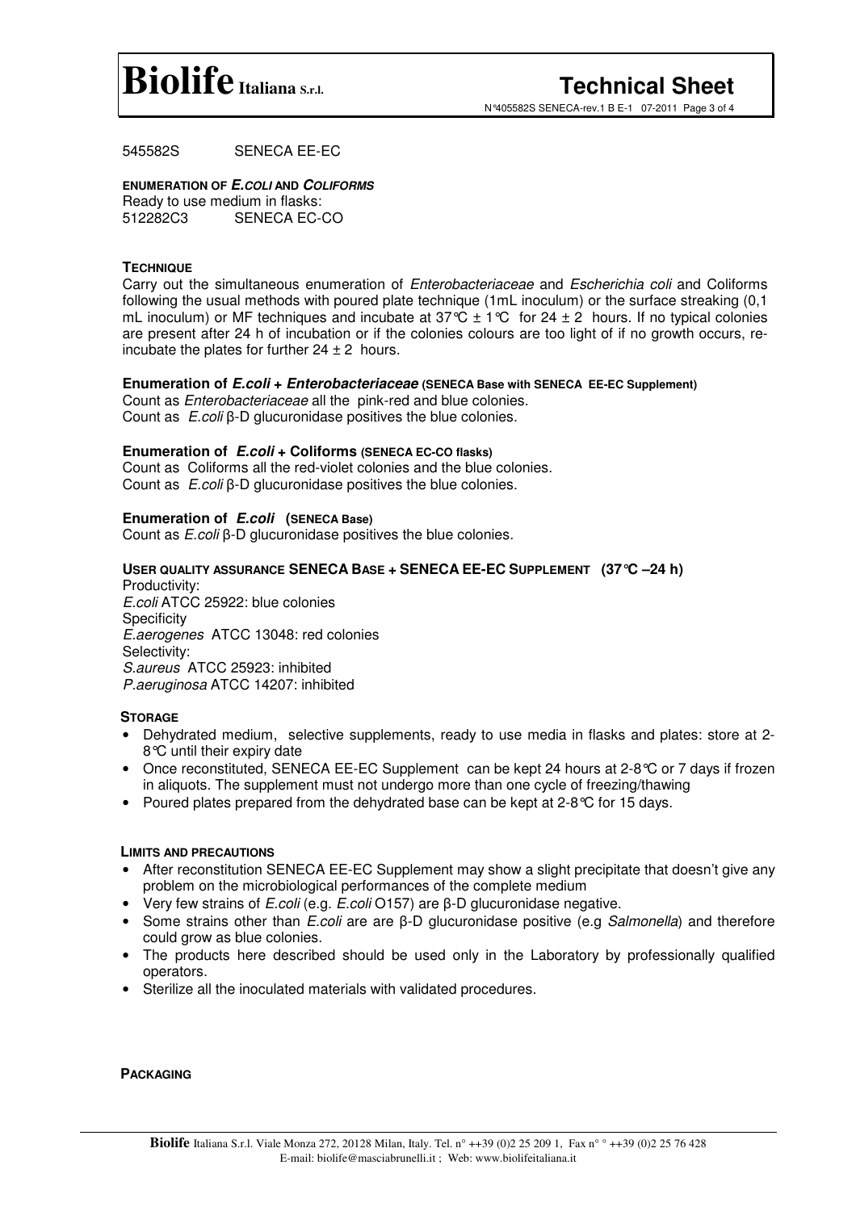545582S SENECA EE-EC

**ENUMERATION OF *E.COLI* AND *COLIFORMS***

Ready to use medium in flasks:

512282C3 SENECA EC-CO

**TECHNIQUE**

Carry out the simultaneous enumeration of *Enterobacteriaceae* and *Escherichia coli* and Coliforms following the usual methods with poured plate technique (1mL inoculum) or the surface streaking (0,1 mL inoculum) or MF techniques and incubate at 37°C ± 1°C for 24 ± 2 hours. If no typical colonies are present after 24 h of incubation or if the colonies colours are too light of if no growth occurs, re-incubate the plates for further 24 ± 2 hours.

**Enumeration of *E.coli* + *Enterobacteriaceae* (SENECA Base with SENECA EE-EC Supplement)**

Count as *Enterobacteriaceae* all the pink-red and blue colonies.

Count as *E.coli* β-D glucuronidase positives the blue colonies.

**Enumeration of *E.coli* + Coliforms (SENECA EC-CO flasks)**

Count as Coliforms all the red-violet colonies and the blue colonies.

Count as *E.coli* β-D glucuronidase positives the blue colonies.

**Enumeration of *E.coli* (SENECA Base)**

Count as *E.coli* β-D glucuronidase positives the blue colonies.

**USER QUALITY ASSURANCE SENECA BASE + SENECA EE-EC SUPPLEMENT (37°C –24 h)**

Productivity:

*E.coli* ATCC 25922: blue colonies

Specificity

*E.aerogenes* ATCC 13048: red colonies

Selectivity:

*S.aureus* ATCC 25923: inhibited

*P.aeruginosa* ATCC 14207: inhibited

**STORAGE**

- Dehydrated medium, selective supplements, ready to use media in flasks and plates: store at 2-8°C until their expiry date
- Once reconstituted, SENECA EE-EC Supplement can be kept 24 hours at 2-8°C or 7 days if frozen in aliquots. The supplement must not undergo more than one cycle of freezing/thawing
- Poured plates prepared from the dehydrated base can be kept at 2-8°C for 15 days.

**LIMITS AND PRECAUTIONS**

- After reconstitution SENECA EE-EC Supplement may show a slight precipitate that doesn't give any problem on the microbiological performances of the complete medium
- Very few strains of *E.coli* (e.g. *E.coli* O157) are β-D glucuronidase negative.
- Some strains other than *E.coli* are are β-D glucuronidase positive (e.g *Salmonella*) and therefore could grow as blue colonies.
- The products here described should be used only in the Laboratory by professionally qualified operators.
- Sterilize all the inoculated materials with validated procedures.

**PACKAGING**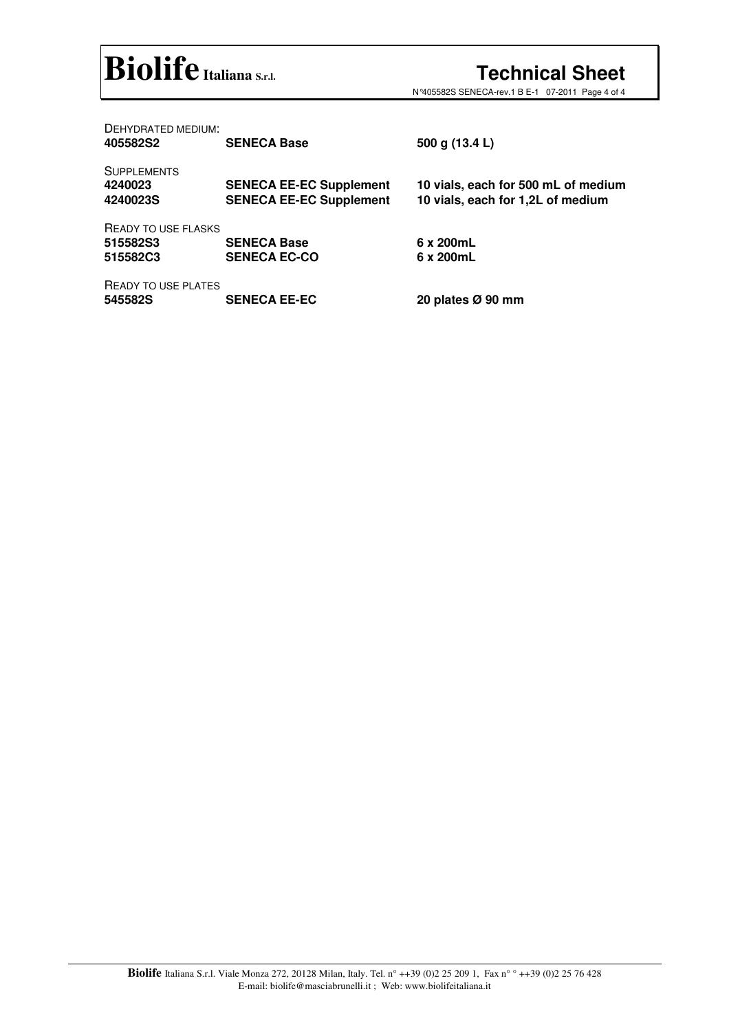| | | |
|---|---|---|
| DEHYDRATED MEDIUM: | | |
| **405582S2** | **SENECA Base** | **500 g (13.4 L)** |
| SUPPLEMENTS | | |
| **4240023** | **SENECA EE-EC Supplement** | **10 vials, each for 500 mL of medium** |
| **4240023S** | **SENECA EE-EC Supplement** | **10 vials, each for 1,2L of medium** |
| READY TO USE FLASKS | | |
| **515582S3** | **SENECA Base** | **6 x 200mL** |
| **515582C3** | **SENECA EC-CO** | **6 x 200mL** |
| READY TO USE PLATES | | |
| **545582S** | **SENECA EE-EC** | **20 plates Ø 90 mm** |